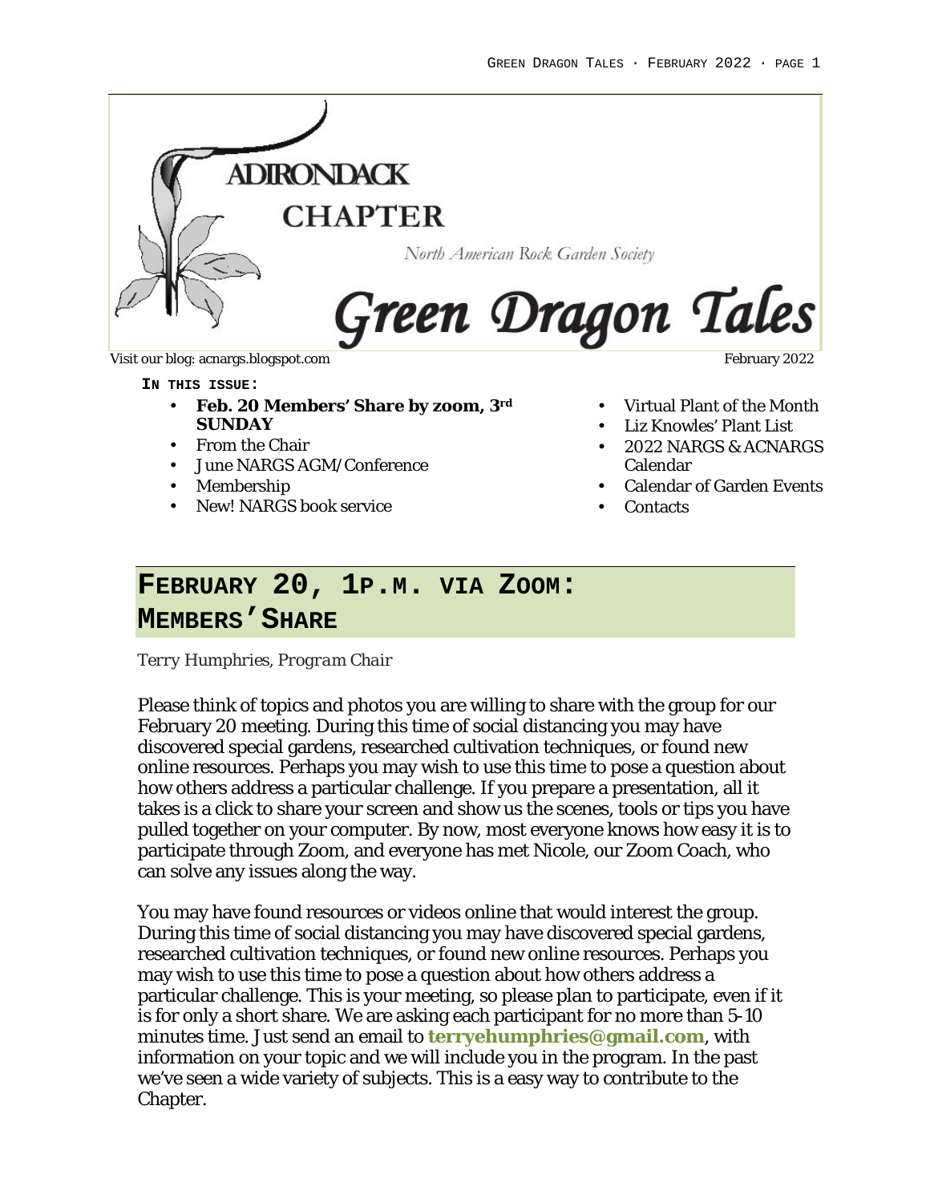# ADIRONDACK CHAPTER

North American Rock Garden Society

# Green Dragon Tales

Visit our blog: acnargs.blogspot.com

February 2022

**IN THIS ISSUE:**

- **Feb. 20 Members' Share by zoom, 3rd SUNDAY**
- From the Chair
- June NARGS AGM/Conference
- Membership
- New! NARGS book service
- Virtual Plant of the Month
- Liz Knowles' Plant List
- 2022 NARGS & ACNARGS Calendar
- Calendar of Garden Events
- Contacts

## FEBRUARY 20, 1P.M. VIA ZOOM: MEMBERS'SHARE

*Terry Humphries, Program Chair*

Please think of topics and photos you are willing to share with the group for our February 20 meeting. During this time of social distancing you may have discovered special gardens, researched cultivation techniques, or found new online resources. Perhaps you may wish to use this time to pose a question about how others address a particular challenge. If you prepare a presentation, all it takes is a click to share your screen and show us the scenes, tools or tips you have pulled together on your computer. By now, most everyone knows how easy it is to participate through Zoom, and everyone has met Nicole, our Zoom Coach, who can solve any issues along the way.

You may have found resources or videos online that would interest the group. During this time of social distancing you may have discovered special gardens, researched cultivation techniques, or found new online resources. Perhaps you may wish to use this time to pose a question about how others address a particular challenge. This is your meeting, so please plan to participate, even if it is for only a short share. We are asking each participant for no more than 5-10 minutes time. Just send an email to **terryehumphries@gmail.com**, with information on your topic and we will include you in the program. In the past we've seen a wide variety of subjects. This is a easy way to contribute to the Chapter.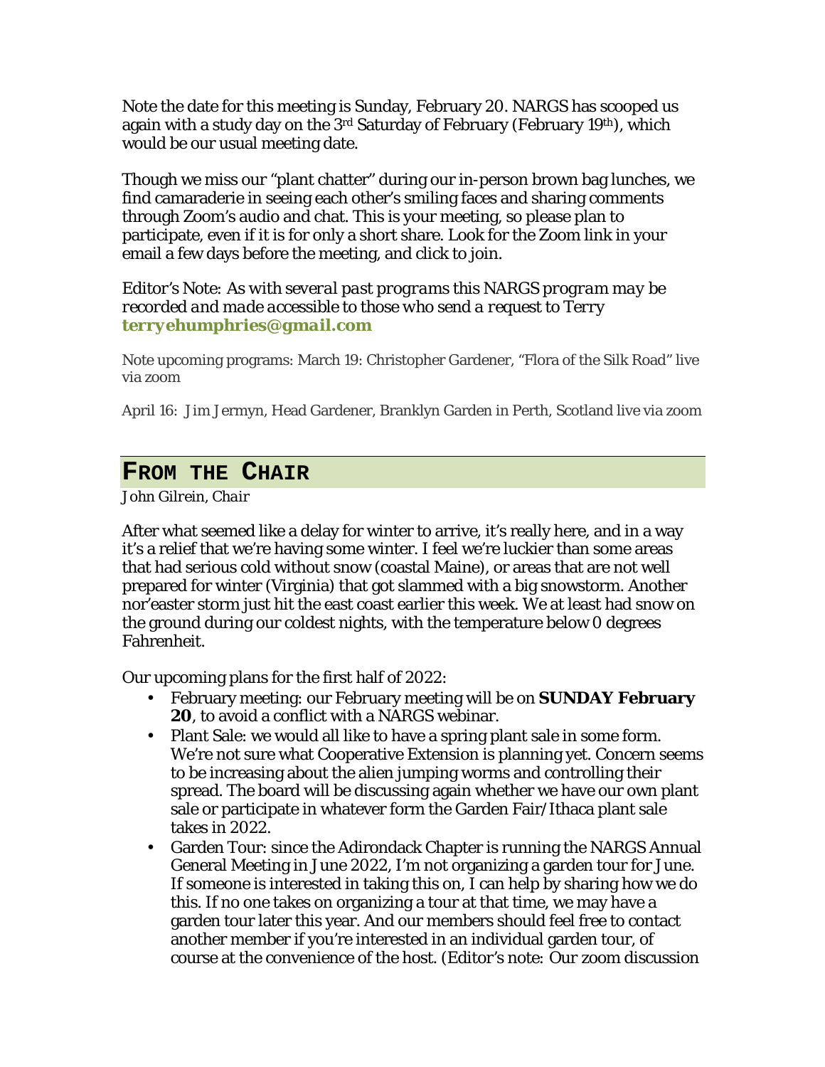Note the date for this meeting is Sunday, February 20. NARGS has scooped us again with a study day on the 3rd Saturday of February (February 19th), which would be our usual meeting date.

Though we miss our "plant chatter" during our in-person brown bag lunches, we find camaraderie in seeing each other's smiling faces and sharing comments through Zoom's audio and chat. This is your meeting, so please plan to participate, even if it is for only a short share. Look for the Zoom link in your email a few days before the meeting, and click to join.

*Editor's Note: As with several past programs this NARGS program may be recorded and made accessible to those who send a request to Terry* ***terryehumphries@gmail.com***

Note upcoming programs: March 19: Christopher Gardener, "Flora of the Silk Road" live via zoom

April 16: Jim Jermyn, Head Gardener, Branklyn Garden in Perth, Scotland live via zoom

## FROM THE CHAIR

*John Gilrein, Chair*

After what seemed like a delay for winter to arrive, it's really here, and in a way it's a relief that we're having some winter. I feel we're luckier than some areas that had serious cold without snow (coastal Maine), or areas that are not well prepared for winter (Virginia) that got slammed with a big snowstorm. Another nor'easter storm just hit the east coast earlier this week. We at least had snow on the ground during our coldest nights, with the temperature below 0 degrees Fahrenheit.

Our upcoming plans for the first half of 2022:

- February meeting: our February meeting will be on **SUNDAY February 20**, to avoid a conflict with a NARGS webinar.
- Plant Sale: we would all like to have a spring plant sale in some form. We're not sure what Cooperative Extension is planning yet. Concern seems to be increasing about the alien jumping worms and controlling their spread. The board will be discussing again whether we have our own plant sale or participate in whatever form the Garden Fair/Ithaca plant sale takes in 2022.
- Garden Tour: since the Adirondack Chapter is running the NARGS Annual General Meeting in June 2022, I'm not organizing a garden tour for June. If someone is interested in taking this on, I can help by sharing how we do this. If no one takes on organizing a tour at that time, we may have a garden tour later this year. And our members should feel free to contact another member if you're interested in an individual garden tour, of course at the convenience of the host. (Editor's note: Our zoom discussion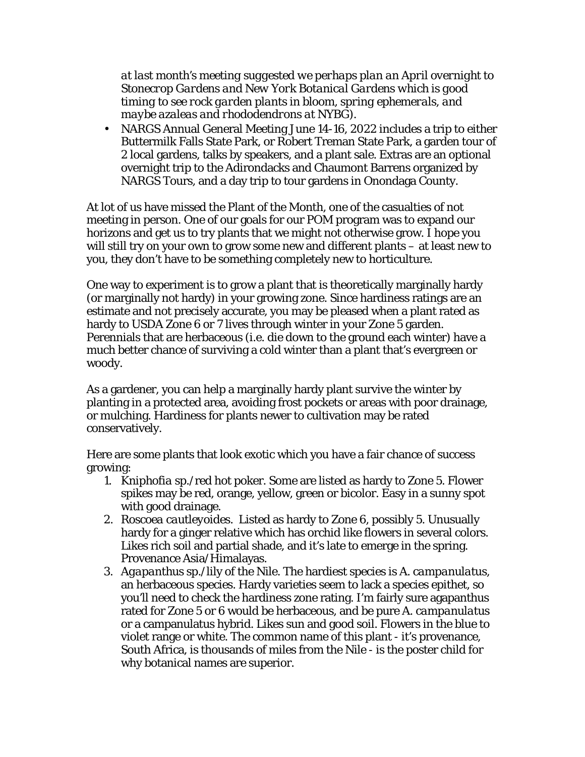*at last month's meeting suggested we perhaps plan an April overnight to Stonecrop Gardens and New York Botanical Gardens which is good timing to see rock garden plants in bloom, spring ephemerals, and maybe azaleas and rhododendrons at NYBG).*

- NARGS Annual General Meeting June 14-16, 2022 includes a trip to either Buttermilk Falls State Park, or Robert Treman State Park, a garden tour of 2 local gardens, talks by speakers, and a plant sale. Extras are an optional overnight trip to the Adirondacks and Chaumont Barrens organized by NARGS Tours, and a day trip to tour gardens in Onondaga County.

At lot of us have missed the Plant of the Month, one of the casualties of not meeting in person. One of our goals for our POM program was to expand our horizons and get us to try plants that we might not otherwise grow. I hope you will still try on your own to grow some new and different plants – at least new to you, they don't have to be something completely new to horticulture.

One way to experiment is to grow a plant that is theoretically marginally hardy (or marginally not hardy) in your growing zone. Since hardiness ratings are an estimate and not precisely accurate, you may be pleased when a plant rated as hardy to USDA Zone 6 or 7 lives through winter in your Zone 5 garden. Perennials that are herbaceous (i.e. die down to the ground each winter) have a much better chance of surviving a cold winter than a plant that's evergreen or woody.

As a gardener, you can help a marginally hardy plant survive the winter by planting in a protected area, avoiding frost pockets or areas with poor drainage, or mulching. Hardiness for plants newer to cultivation may be rated conservatively.

Here are some plants that look exotic which you have a fair chance of success growing:

1. *Kniphofia* sp./red hot poker. Some are listed as hardy to Zone 5. Flower spikes may be red, orange, yellow, green or bicolor. Easy in a sunny spot with good drainage.
2. *Roscoea cautleyoides*. Listed as hardy to Zone 6, possibly 5. Unusually hardy for a ginger relative which has orchid like flowers in several colors. Likes rich soil and partial shade, and it's late to emerge in the spring. Provenance Asia/Himalayas.
3. *Agapanthus* sp./lily of the Nile. The hardiest species is *A. campanulatus*, an herbaceous species. Hardy varieties seem to lack a species epithet, so you'll need to check the hardiness zone rating. I'm fairly sure agapanthus rated for Zone 5 or 6 would be herbaceous, and be pure *A. campanulatus* or a campanulatus hybrid. Likes sun and good soil. Flowers in the blue to violet range or white. The common name of this plant - it's provenance, South Africa, is thousands of miles from the Nile - is the poster child for why botanical names are superior.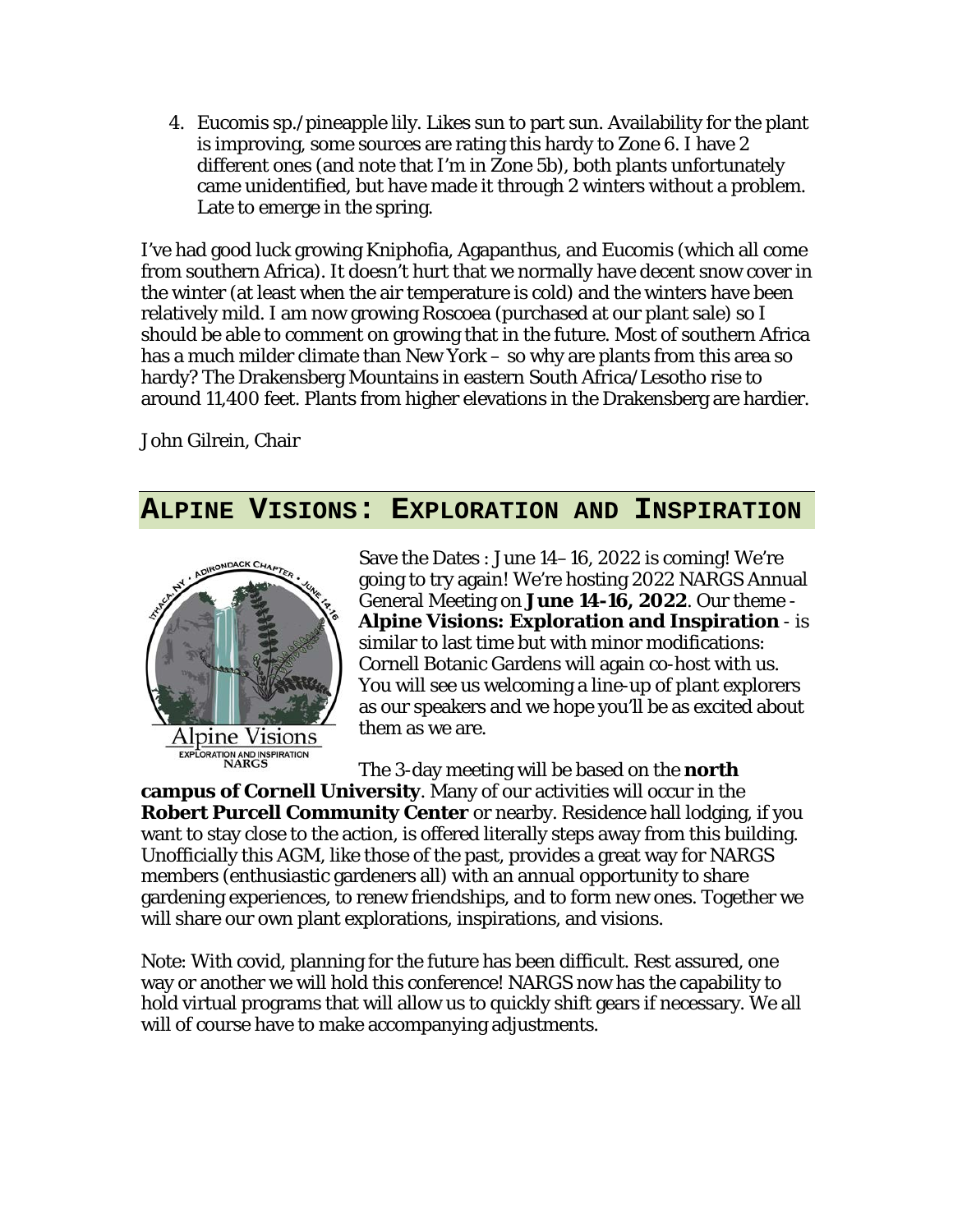4. Eucomis sp./pineapple lily. Likes sun to part sun. Availability for the plant is improving, some sources are rating this hardy to Zone 6. I have 2 different ones (and note that I'm in Zone 5b), both plants unfortunately came unidentified, but have made it through 2 winters without a problem. Late to emerge in the spring.

I've had good luck growing Kniphofia, Agapanthus, and Eucomis (which all come from southern Africa). It doesn't hurt that we normally have decent snow cover in the winter (at least when the air temperature is cold) and the winters have been relatively mild. I am now growing Roscoea (purchased at our plant sale) so I should be able to comment on growing that in the future. Most of southern Africa has a much milder climate than New York – so why are plants from this area so hardy? The Drakensberg Mountains in eastern South Africa/Lesotho rise to around 11,400 feet. Plants from higher elevations in the Drakensberg are hardier.

John Gilrein, Chair

## ALPINE VISIONS: EXPLORATION AND INSPIRATION

Save the Dates : June 14– 16, 2022 is coming! We're going to try again! We're hosting 2022 NARGS Annual General Meeting on **June 14-16, 2022**. Our theme - **Alpine Visions: Exploration and Inspiration** - is similar to last time but with minor modifications: Cornell Botanic Gardens will again co-host with us. You will see us welcoming a line-up of plant explorers as our speakers and we hope you'll be as excited about them as we are.

The 3-day meeting will be based on the **north campus of Cornell University**. Many of our activities will occur in the **Robert Purcell Community Center** or nearby. Residence hall lodging, if you want to stay close to the action, is offered literally steps away from this building. Unofficially this AGM, like those of the past, provides a great way for NARGS members (enthusiastic gardeners all) with an annual opportunity to share gardening experiences, to renew friendships, and to form new ones. Together we will share our own plant explorations, inspirations, and visions.

Note: With covid, planning for the future has been difficult. Rest assured, one way or another we will hold this conference! NARGS now has the capability to hold virtual programs that will allow us to quickly shift gears if necessary. We all will of course have to make accompanying adjustments.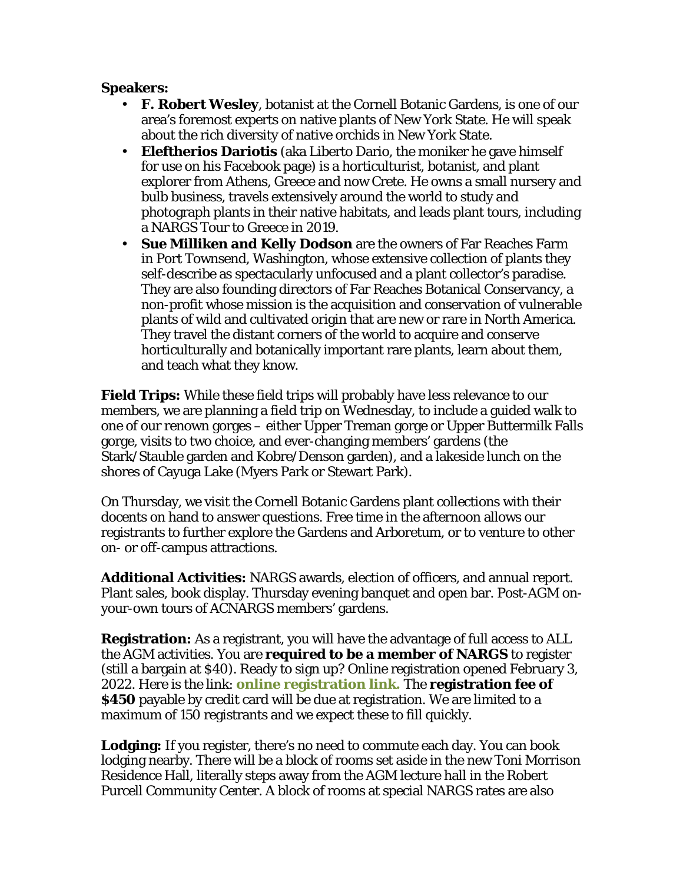**Speakers:**

- **F. Robert Wesley**, botanist at the Cornell Botanic Gardens, is one of our area's foremost experts on native plants of New York State. He will speak about the rich diversity of native orchids in New York State.
- **Eleftherios Dariotis** (aka Liberto Dario, the moniker he gave himself for use on his Facebook page) is a horticulturist, botanist, and plant explorer from Athens, Greece and now Crete. He owns a small nursery and bulb business, travels extensively around the world to study and photograph plants in their native habitats, and leads plant tours, including a NARGS Tour to Greece in 2019.
- **Sue Milliken and Kelly Dodson** are the owners of Far Reaches Farm in Port Townsend, Washington, whose extensive collection of plants they self-describe as spectacularly unfocused and a plant collector's paradise. They are also founding directors of Far Reaches Botanical Conservancy, a non-profit whose mission is the acquisition and conservation of vulnerable plants of wild and cultivated origin that are new or rare in North America. They travel the distant corners of the world to acquire and conserve horticulturally and botanically important rare plants, learn about them, and teach what they know.

**Field Trips:** While these field trips will probably have less relevance to our members, we are planning a field trip on Wednesday, to include a guided walk to one of our renown gorges – either Upper Treman gorge or Upper Buttermilk Falls gorge, visits to two choice, and ever-changing members' gardens (the Stark/Stauble garden and Kobre/Denson garden), and a lakeside lunch on the shores of Cayuga Lake (Myers Park or Stewart Park).

On Thursday, we visit the Cornell Botanic Gardens plant collections with their docents on hand to answer questions. Free time in the afternoon allows our registrants to further explore the Gardens and Arboretum, or to venture to other on- or off-campus attractions.

**Additional Activities:** NARGS awards, election of officers, and annual report. Plant sales, book display. Thursday evening banquet and open bar. Post-AGM on-your-own tours of ACNARGS members' gardens.

**Registration:** As a registrant, you will have the advantage of full access to ALL the AGM activities. You are **required to be a member of NARGS** to register (still a bargain at $40). Ready to sign up? Online registration opened February 3, 2022. Here is the link: **online registration link.** The **registration fee of $450** payable by credit card will be due at registration. We are limited to a maximum of 150 registrants and we expect these to fill quickly.

**Lodging:** If you register, there's no need to commute each day. You can book lodging nearby. There will be a block of rooms set aside in the new Toni Morrison Residence Hall, literally steps away from the AGM lecture hall in the Robert Purcell Community Center. A block of rooms at special NARGS rates are also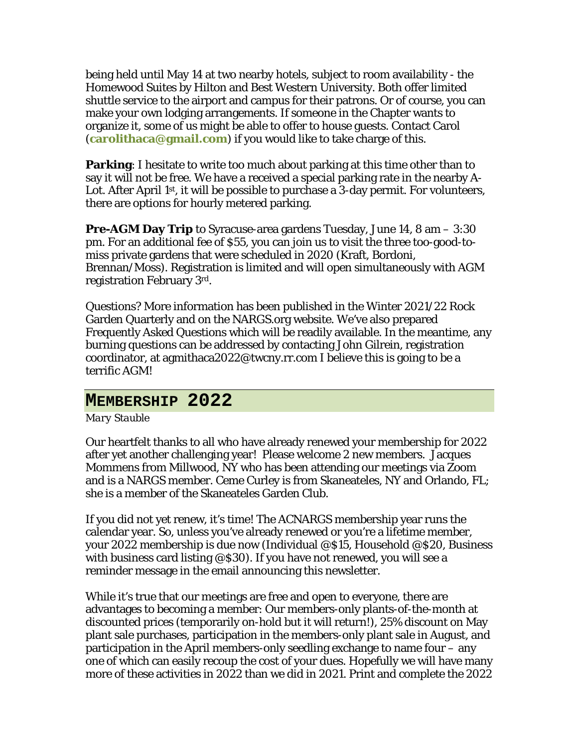being held until May 14 at two nearby hotels, subject to room availability - the Homewood Suites by Hilton and Best Western University. Both offer limited shuttle service to the airport and campus for their patrons. Or of course, you can make your own lodging arrangements. If someone in the Chapter wants to organize it, some of us might be able to offer to house guests. Contact Carol (**carolithaca@gmail.com**) if you would like to take charge of this.

**Parking**: I hesitate to write too much about parking at this time other than to say it will not be free. We have a received a special parking rate in the nearby A-Lot. After April 1st, it will be possible to purchase a 3-day permit. For volunteers, there are options for hourly metered parking.

**Pre-AGM Day Trip** to Syracuse-area gardens Tuesday, June 14, 8 am – 3:30 pm. For an additional fee of $55, you can join us to visit the three too-good-to-miss private gardens that were scheduled in 2020 (Kraft, Bordoni, Brennan/Moss). Registration is limited and will open simultaneously with AGM registration February 3rd.

Questions? More information has been published in the Winter 2021/22 Rock Garden Quarterly and on the NARGS.org website. We've also prepared Frequently Asked Questions which will be readily available. In the meantime, any burning questions can be addressed by contacting John Gilrein, registration coordinator, at agmithaca2022@twcny.rr.com I believe this is going to be a terrific AGM!

## MEMBERSHIP 2022

*Mary Stauble*

Our heartfelt thanks to all who have already renewed your membership for 2022 after yet another challenging year! Please welcome 2 new members. Jacques Mommens from Millwood, NY who has been attending our meetings via Zoom and is a NARGS member. Ceme Curley is from Skaneateles, NY and Orlando, FL; she is a member of the Skaneateles Garden Club.

If you did not yet renew, it's time! The ACNARGS membership year runs the calendar year. So, unless you've already renewed or you're a lifetime member, your 2022 membership is due now (Individual @$15, Household @$20, Business with business card listing @$30). If you have not renewed, you will see a reminder message in the email announcing this newsletter.

While it's true that our meetings are free and open to everyone, there are advantages to becoming a member: Our members-only plants-of-the-month at discounted prices (temporarily on-hold but it will return!), 25% discount on May plant sale purchases, participation in the members-only plant sale in August, and participation in the April members-only seedling exchange to name four – any one of which can easily recoup the cost of your dues. Hopefully we will have many more of these activities in 2022 than we did in 2021. Print and complete the 2022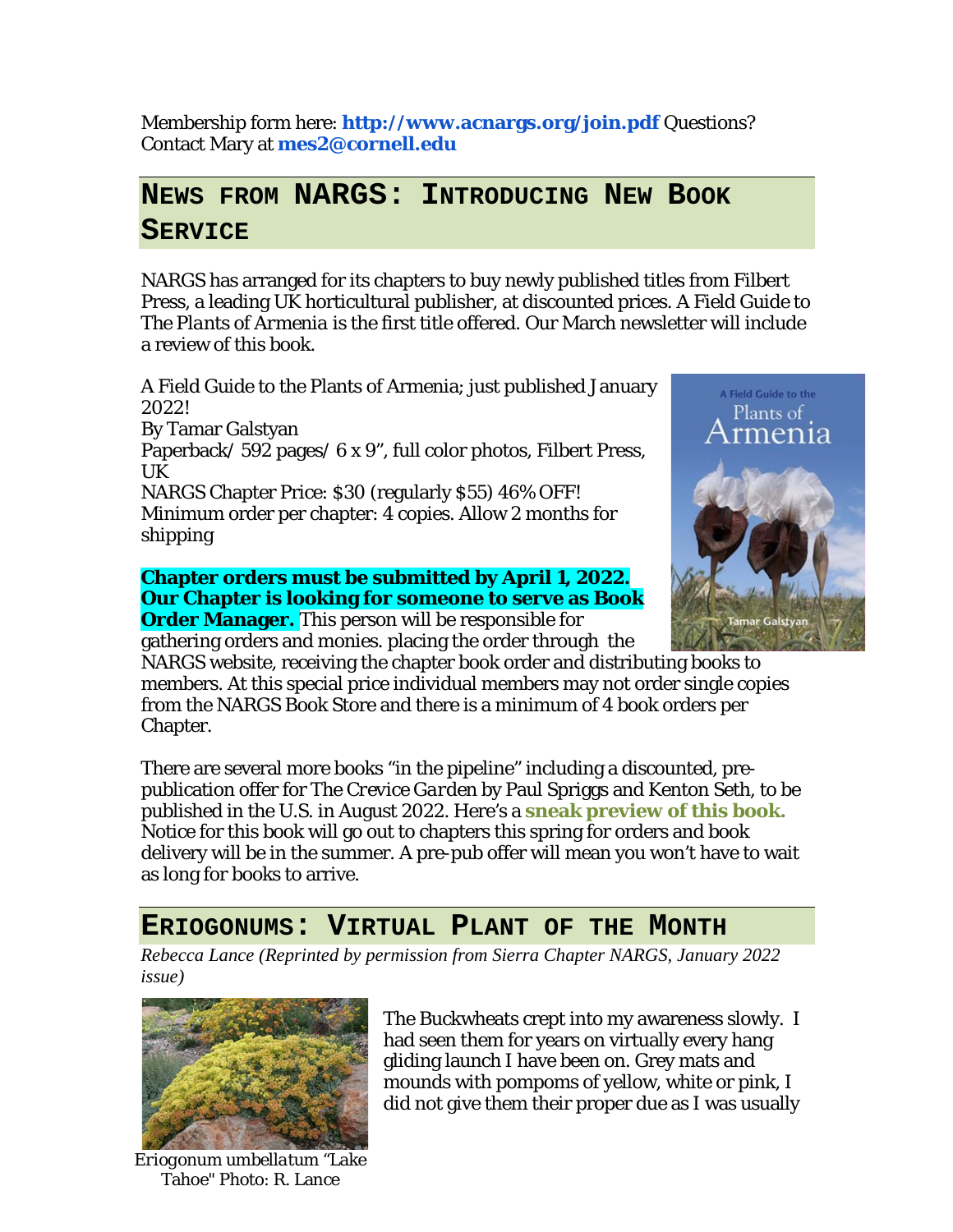Membership form here: **http://www.acnargs.org/join.pdf** Questions? Contact Mary at **mes2@cornell.edu**

## News from NARGS: Introducing New Book Service

NARGS has arranged for its chapters to buy newly published titles from Filbert Press, a leading UK horticultural publisher, at discounted prices. A Field Guide to *The Plants of Armenia* is the first title offered. Our March newsletter will include a review of this book.

A Field Guide to the Plants of Armenia; just published January 2022!
By Tamar Galstyan
Paperback/ 592 pages/ 6 x 9", full color photos, Filbert Press, UK
NARGS Chapter Price: $30 (regularly $55) 46% OFF!
Minimum order per chapter: 4 copies. Allow 2 months for shipping

**Chapter orders must be submitted by April 1, 2022. Our Chapter is looking for someone to serve as Book Order Manager.** This person will be responsible for gathering orders and monies. placing the order through the NARGS website, receiving the chapter book order and distributing books to members. At this special price individual members may not order single copies from the NARGS Book Store and there is a minimum of 4 book orders per Chapter.

There are several more books "in the pipeline" including a discounted, pre-publication offer for *The Crevice Garden* by Paul Spriggs and Kenton Seth, to be published in the U.S. in August 2022. Here's a **sneak preview of this book.** Notice for this book will go out to chapters this spring for orders and book delivery will be in the summer. A pre-pub offer will mean you won't have to wait as long for books to arrive.

## Eriogonums: Virtual Plant of the Month

*Rebecca Lance (Reprinted by permission from Sierra Chapter NARGS, January 2022 issue)*

*Eriogonum umbellatum* "Lake Tahoe" Photo: R. Lance

The Buckwheats crept into my awareness slowly. I had seen them for years on virtually every hang gliding launch I have been on. Grey mats and mounds with pompoms of yellow, white or pink, I did not give them their proper due as I was usually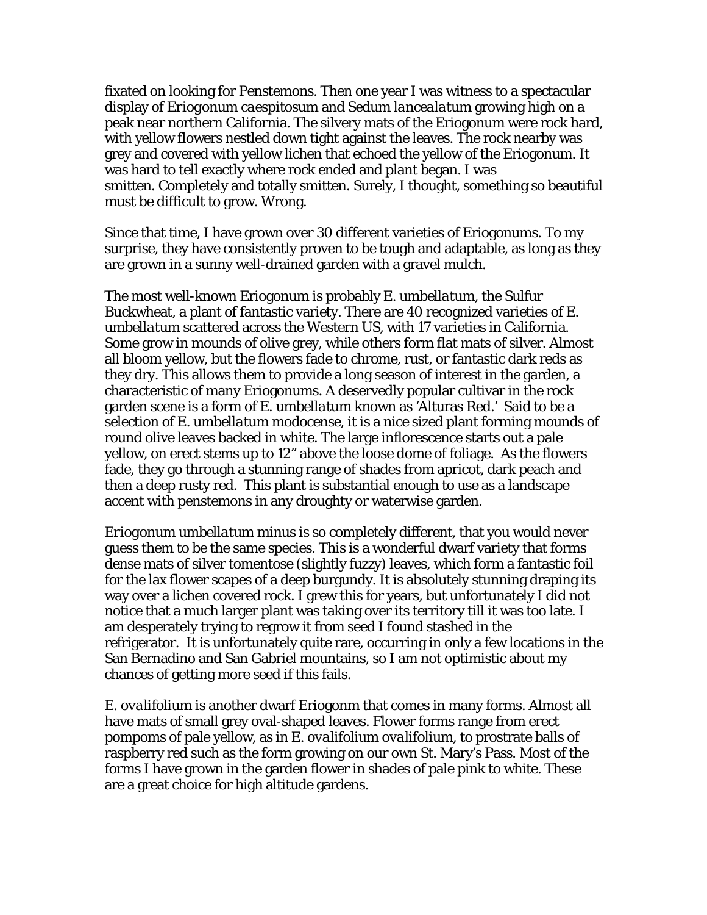fixated on looking for Penstemons. Then one year I was witness to a spectacular display of *Eriogonum caespitosum* and *Sedum lancealatum* growing high on a peak near northern California. The silvery mats of the Eriogonum were rock hard, with yellow flowers nestled down tight against the leaves. The rock nearby was grey and covered with yellow lichen that echoed the yellow of the Eriogonum. It was hard to tell exactly where rock ended and plant began. I was smitten. Completely and totally smitten. Surely, I thought, something so beautiful must be difficult to grow. Wrong.

Since that time, I have grown over 30 different varieties of Eriogonums. To my surprise, they have consistently proven to be tough and adaptable, as long as they are grown in a sunny well-drained garden with a gravel mulch.

The most well-known Eriogonum is probably *E. umbellatum*, the Sulfur Buckwheat, a plant of fantastic variety. There are 40 recognized varieties of *E. umbellatum* scattered across the Western US, with 17 varieties in California. Some grow in mounds of olive grey, while others form flat mats of silver. Almost all bloom yellow, but the flowers fade to chrome, rust, or fantastic dark reds as they dry. This allows them to provide a long season of interest in the garden, a characteristic of many Eriogonums. A deservedly popular cultivar in the rock garden scene is a form of *E. umbellatum* known as 'Alturas Red.' Said to be a selection of *E. umbellatum modocense*, it is a nice sized plant forming mounds of round olive leaves backed in white. The large inflorescence starts out a pale yellow, on erect stems up to 12" above the loose dome of foliage. As the flowers fade, they go through a stunning range of shades from apricot, dark peach and then a deep rusty red. This plant is substantial enough to use as a landscape accent with penstemons in any droughty or waterwise garden.

*Eriogonum umbellatum minus* is so completely different, that you would never guess them to be the same species. This is a wonderful dwarf variety that forms dense mats of silver tomentose (slightly fuzzy) leaves, which form a fantastic foil for the lax flower scapes of a deep burgundy. It is absolutely stunning draping its way over a lichen covered rock. I grew this for years, but unfortunately I did not notice that a much larger plant was taking over its territory till it was too late. I am desperately trying to regrow it from seed I found stashed in the refrigerator. It is unfortunately quite rare, occurring in only a few locations in the San Bernadino and San Gabriel mountains, so I am not optimistic about my chances of getting more seed if this fails.

*E. ovalifolium* is another dwarf Eriogonm that comes in many forms. Almost all have mats of small grey oval-shaped leaves. Flower forms range from erect pompoms of pale yellow, as in *E. ovalifolium ovalifolium*, to prostrate balls of raspberry red such as the form growing on our own St. Mary's Pass. Most of the forms I have grown in the garden flower in shades of pale pink to white. These are a great choice for high altitude gardens.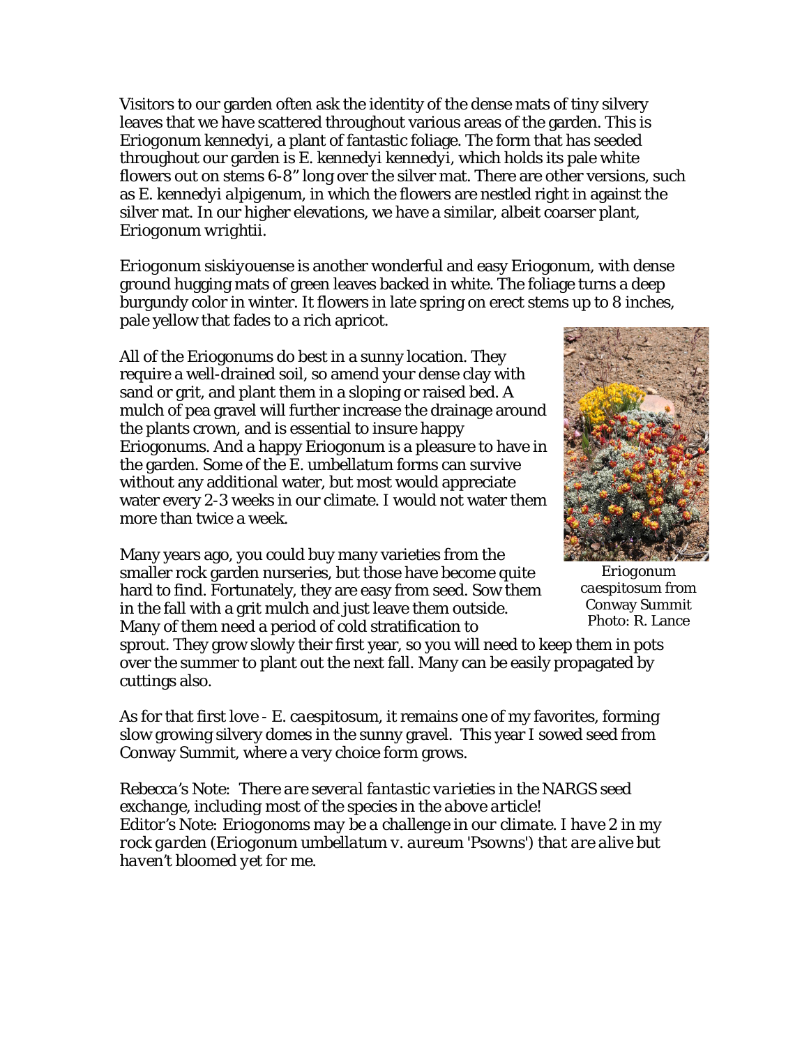Visitors to our garden often ask the identity of the dense mats of tiny silvery leaves that we have scattered throughout various areas of the garden. This is *Eriogonum kennedyi*, a plant of fantastic foliage. The form that has seeded throughout our garden is *E. kennedyi kennedyi*, which holds its pale white flowers out on stems 6-8" long over the silver mat. There are other versions, such as *E. kennedyi alpigenum*, in which the flowers are nestled right in against the silver mat. In our higher elevations, we have a similar, albeit coarser plant, *Eriogonum wrightii*.

*Eriogonum siskiyouense* is another wonderful and easy Eriogonum, with dense ground hugging mats of green leaves backed in white. The foliage turns a deep burgundy color in winter. It flowers in late spring on erect stems up to 8 inches, pale yellow that fades to a rich apricot.

All of the Eriogonums do best in a sunny location. They require a well-drained soil, so amend your dense clay with sand or grit, and plant them in a sloping or raised bed. A mulch of pea gravel will further increase the drainage around the plants crown, and is essential to insure happy Eriogonums. And a happy Eriogonum is a pleasure to have in the garden. Some of the *E. umbellatum* forms can survive without any additional water, but most would appreciate water every 2-3 weeks in our climate. I would not water them more than twice a week.

*Eriogonum caespitosum* from Conway Summit Photo: R. Lance

Many years ago, you could buy many varieties from the smaller rock garden nurseries, but those have become quite hard to find. Fortunately, they are easy from seed. Sow them in the fall with a grit mulch and just leave them outside. Many of them need a period of cold stratification to sprout. They grow slowly their first year, so you will need to keep them in pots over the summer to plant out the next fall. Many can be easily propagated by cuttings also.

As for that first love - *E. caespitosum*, it remains one of my favorites, forming slow growing silvery domes in the sunny gravel. This year I sowed seed from Conway Summit, where a very choice form grows.

Rebecca's Note: *There are several fantastic varieties in the NARGS seed exchange, including most of the species in the above article!*
Editor's Note: *Eriogonoms may be a challenge in our climate. I have 2 in my rock garden (Eriogonum umbellatum v. aureum 'Psowns') that are alive but haven't bloomed yet for me.*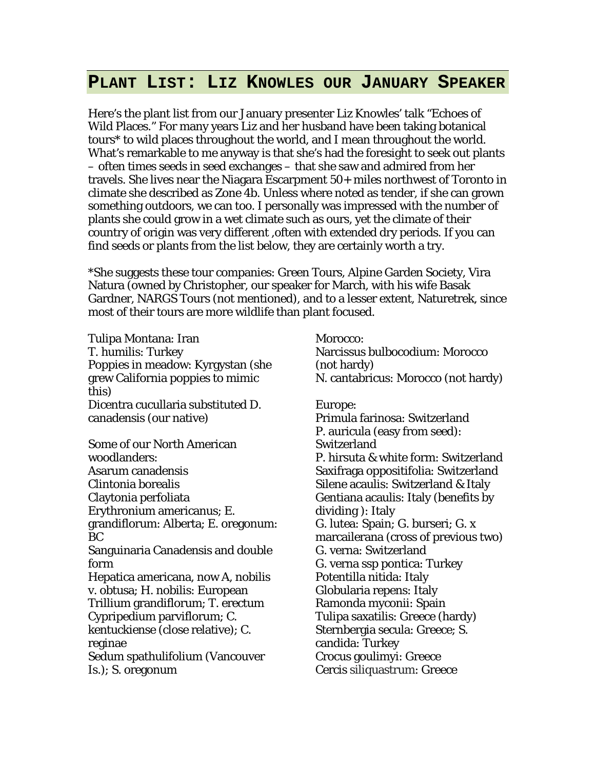## Plant List: Liz Knowles our January Speaker

Here's the plant list from our January presenter Liz Knowles' talk "Echoes of Wild Places." For many years Liz and her husband have been taking botanical tours* to wild places throughout the world, and I mean throughout the world. What's remarkable to me anyway is that she's had the foresight to seek out plants – often times seeds in seed exchanges – that she saw and admired from her travels. She lives near the Niagara Escarpment 50+ miles northwest of Toronto in climate she described as Zone 4b. Unless where noted as tender, if she can grown something outdoors, we can too. I personally was impressed with the number of plants she could grow in a wet climate such as ours, yet the climate of their country of origin was very different ,often with extended dry periods. If you can find seeds or plants from the list below, they are certainly worth a try.

*She suggests these tour companies: Green Tours, Alpine Garden Society, Vira Natura (owned by Christopher, our speaker for March, with his wife Basak Gardner, NARGS Tours (not mentioned), and to a lesser extent, Naturetrek, since most of their tours are more wildlife than plant focused.

Tulipa Montana: Iran
T. humilis: Turkey
Poppies in meadow: Kyrgystan (she grew California poppies to mimic this)
Dicentra cucullaria substituted D. canadensis (our native)

Some of our North American woodlanders:
Asarum canadensis
Clintonia borealis
Claytonia perfoliata
Erythronium americanus; E. grandiflorum: Alberta; E. oregonum: BC
Sanguinaria Canadensis and double form
Hepatica americana, now A, nobilis v. obtusa; H. nobilis: European
Trillium grandiflorum; T. erectum
Cypripedium parviflorum; C. kentuckiense (close relative); C. reginae
Sedum spathulifolium (Vancouver Is.); S. oregonum

Morocco:
Narcissus bulbocodium: Morocco (not hardy)
N. cantabricus: Morocco (not hardy)

Europe:
Primula farinosa: Switzerland
P. auricula (easy from seed): Switzerland
P. hirsuta & white form: Switzerland
Saxifraga oppositifolia: Switzerland
Silene acaulis: Switzerland & Italy
Gentiana acaulis: Italy (benefits by dividing ): Italy
G. lutea: Spain; G. burseri; G. x marcailerana (cross of previous two)
G. verna: Switzerland
G. verna ssp pontica: Turkey
Potentilla nitida: Italy
Globularia repens: Italy
Ramonda myconii: Spain
Tulipa saxatilis: Greece (hardy)
Sternbergia secula: Greece; S. candida: Turkey
Crocus goulimyi: Greece
Cercis siliquastrum: Greece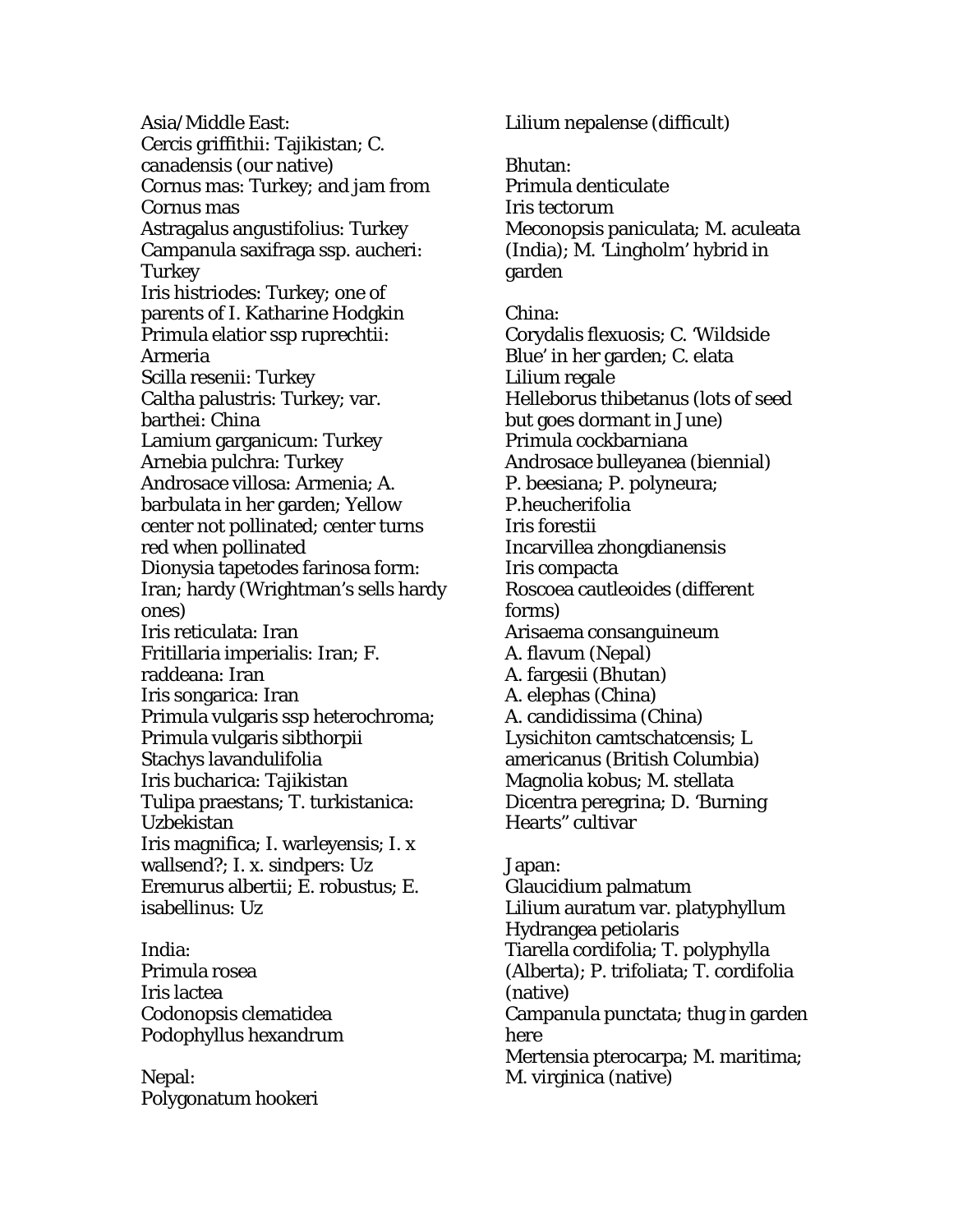Asia/Middle East:
Cercis griffithii: Tajikistan; C. canadensis (our native)
Cornus mas: Turkey; and jam from Cornus mas
Astragalus angustifolius: Turkey
Campanula saxifraga ssp. aucheri: Turkey
Iris histriodes: Turkey; one of parents of I. Katharine Hodgkin
Primula elatior ssp ruprechtii: Armeria
Scilla resenii: Turkey
Caltha palustris: Turkey; var. barthei: China
Lamium garganicum: Turkey
Arnebia pulchra: Turkey
Androsace villosa: Armenia; A. barbulata in her garden; Yellow center not pollinated; center turns red when pollinated
Dionysia tapetodes farinosa form: Iran; hardy (Wrightman's sells hardy ones)
Iris reticulata: Iran
Fritillaria imperialis: Iran; F. raddeana: Iran
Iris songarica: Iran
Primula vulgaris ssp heterochroma; Primula vulgaris sibthorpii
Stachys lavandulifolia
Iris bucharica: Tajikistan
Tulipa praestans; T. turkistanica: Uzbekistan
Iris magnifica; I. warleyensis; I. x wallsend?; I. x. sindpers: Uz
Eremurus albertii; E. robustus; E. isabellinus: Uz

India:
Primula rosea
Iris lactea
Codonopsis clematidea
Podophyllus hexandrum

Nepal:
Polygonatum hookeri
Lilium nepalense (difficult)

Bhutan:
Primula denticulate
Iris tectorum
Meconopsis paniculata; M. aculeata (India); M. 'Lingholm' hybrid in garden

China:
Corydalis flexuosis; C. 'Wildside Blue' in her garden; C. elata
Lilium regale
Helleborus thibetanus (lots of seed but goes dormant in June)
Primula cockbarniana
Androsace bulleyanea (biennial)
P. beesiana; P. polyneura; P.heucherifolia
Iris forestii
Incarvillea zhongdianensis
Iris compacta
Roscoea cautleoides (different forms)
Arisaema consanguineum
A. flavum (Nepal)
A. fargesii (Bhutan)
A. elephas (China)
A. candidissima (China)
Lysichiton camtschatcensis; L americanus (British Columbia)
Magnolia kobus; M. stellata
Dicentra peregrina; D. 'Burning Hearts" cultivar

Japan:
Glaucidium palmatum
Lilium auratum var. platyphyllum
Hydrangea petiolaris
Tiarella cordifolia; T. polyphylla (Alberta); P. trifoliata; T. cordifolia (native)
Campanula punctata; thug in garden here
Mertensia pterocarpa; M. maritima; M. virginica (native)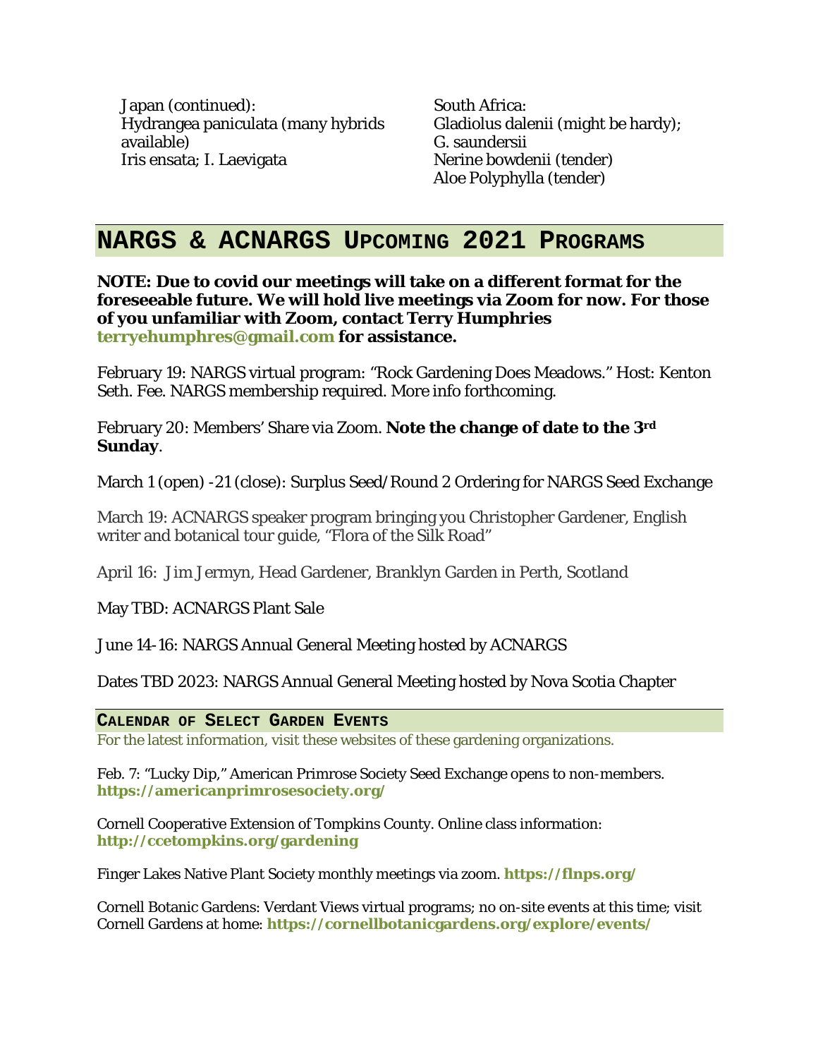Japan (continued):
Hydrangea paniculata (many hybrids available)
Iris ensata; I. Laevigata

South Africa:
Gladiolus dalenii (might be hardy);
G. saundersii
Nerine bowdenii (tender)
Aloe Polyphylla (tender)

## NARGS & ACNARGS Upcoming 2021 Programs

**NOTE: Due to covid our meetings will take on a different format for the foreseeable future. We will hold live meetings via Zoom for now. For those of you unfamiliar with Zoom, contact Terry Humphries terryehumphres@gmail.com for assistance.**

February 19: NARGS virtual program: "Rock Gardening Does Meadows." Host: Kenton Seth. Fee. NARGS membership required. More info forthcoming.

February 20: Members' Share via Zoom. **Note the change of date to the 3rd Sunday**.

March 1 (open) -21 (close): Surplus Seed/Round 2 Ordering for NARGS Seed Exchange

March 19: ACNARGS speaker program bringing you Christopher Gardener, English writer and botanical tour guide, "Flora of the Silk Road"

April 16: Jim Jermyn, Head Gardener, Branklyn Garden in Perth, Scotland

May TBD: ACNARGS Plant Sale

June 14-16: NARGS Annual General Meeting hosted by ACNARGS

Dates TBD 2023: NARGS Annual General Meeting hosted by Nova Scotia Chapter

### Calendar of Select Garden Events

For the latest information, visit these websites of these gardening organizations.

Feb. 7: "Lucky Dip," American Primrose Society Seed Exchange opens to non-members. **https://americanprimrosesociety.org/**

Cornell Cooperative Extension of Tompkins County. Online class information: **http://ccetompkins.org/gardening**

Finger Lakes Native Plant Society monthly meetings via zoom. **https://flnps.org/**

Cornell Botanic Gardens: Verdant Views virtual programs; no on-site events at this time; visit Cornell Gardens at home: **https://cornellbotanicgardens.org/explore/events/**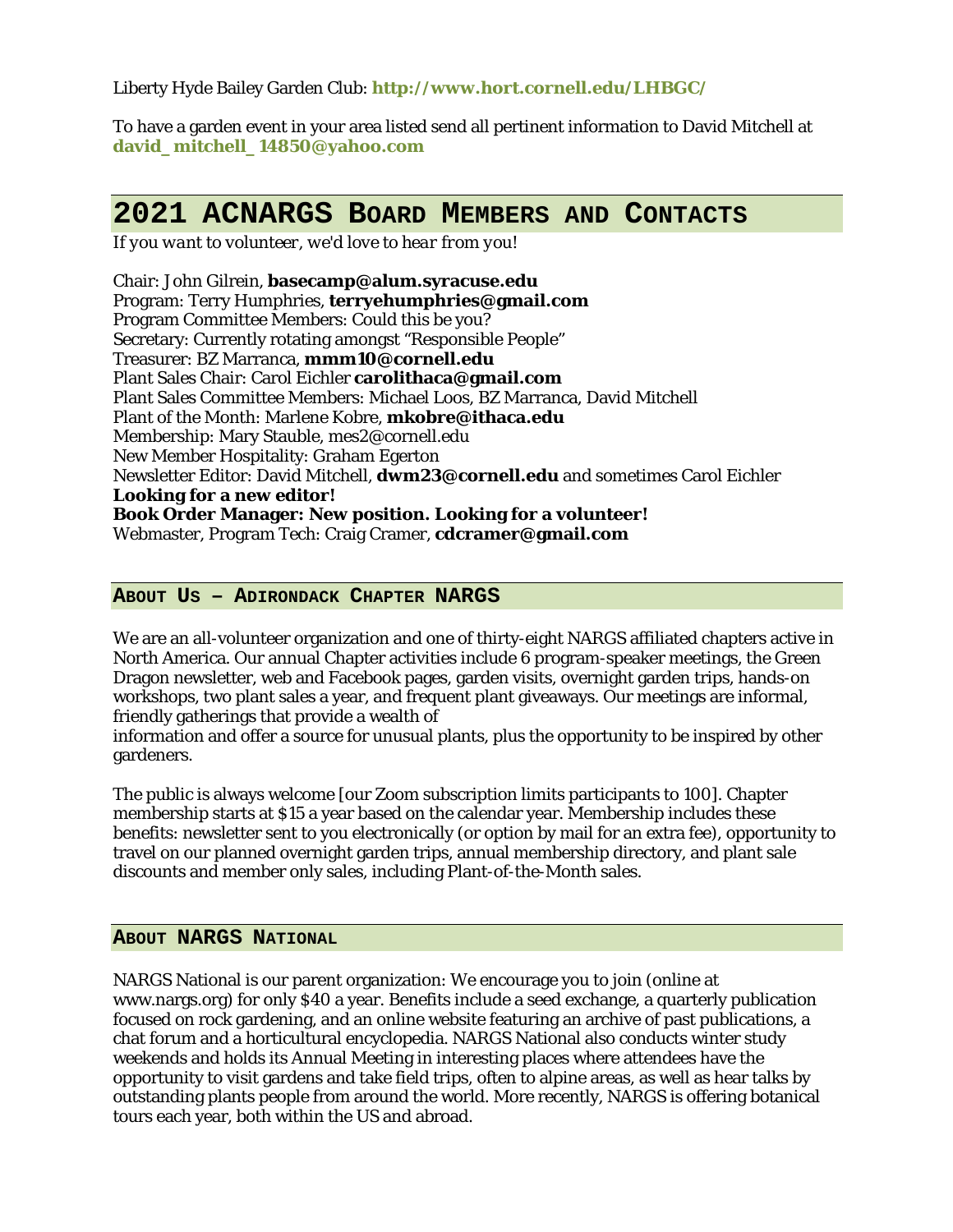Liberty Hyde Bailey Garden Club: **http://www.hort.cornell.edu/LHBGC/**

To have a garden event in your area listed send all pertinent information to David Mitchell at **david_mitchell_14850@yahoo.com**

# 2021 ACNARGS Board Members and Contacts

*If you want to volunteer, we'd love to hear from you!*

Chair: John Gilrein, **basecamp@alum.syracuse.edu**
Program: Terry Humphries, **terryehumphries@gmail.com**
Program Committee Members: Could this be you?
Secretary: Currently rotating amongst "Responsible People"
Treasurer: BZ Marranca, **mmm10@cornell.edu**
Plant Sales Chair: Carol Eichler **carolithaca@gmail.com**
Plant Sales Committee Members: Michael Loos, BZ Marranca, David Mitchell
Plant of the Month: Marlene Kobre, **mkobre@ithaca.edu**
Membership: Mary Stauble, mes2@cornell.edu
New Member Hospitality: Graham Egerton
Newsletter Editor: David Mitchell, **dwm23@cornell.edu** and sometimes Carol Eichler
**Looking for a new editor!**
**Book Order Manager: New position. Looking for a volunteer!**
Webmaster, Program Tech: Craig Cramer, **cdcramer@gmail.com**

## About Us – Adirondack Chapter NARGS

We are an all-volunteer organization and one of thirty-eight NARGS affiliated chapters active in North America. Our annual Chapter activities include 6 program-speaker meetings, the Green Dragon newsletter, web and Facebook pages, garden visits, overnight garden trips, hands-on workshops, two plant sales a year, and frequent plant giveaways. Our meetings are informal, friendly gatherings that provide a wealth of information and offer a source for unusual plants, plus the opportunity to be inspired by other gardeners.

The public is always welcome [our Zoom subscription limits participants to 100]. Chapter membership starts at $15 a year based on the calendar year. Membership includes these benefits: newsletter sent to you electronically (or option by mail for an extra fee), opportunity to travel on our planned overnight garden trips, annual membership directory, and plant sale discounts and member only sales, including Plant-of-the-Month sales.

## About NARGS National

NARGS National is our parent organization: We encourage you to join (online at www.nargs.org) for only $40 a year. Benefits include a seed exchange, a quarterly publication focused on rock gardening, and an online website featuring an archive of past publications, a chat forum and a horticultural encyclopedia. NARGS National also conducts winter study weekends and holds its Annual Meeting in interesting places where attendees have the opportunity to visit gardens and take field trips, often to alpine areas, as well as hear talks by outstanding plants people from around the world. More recently, NARGS is offering botanical tours each year, both within the US and abroad.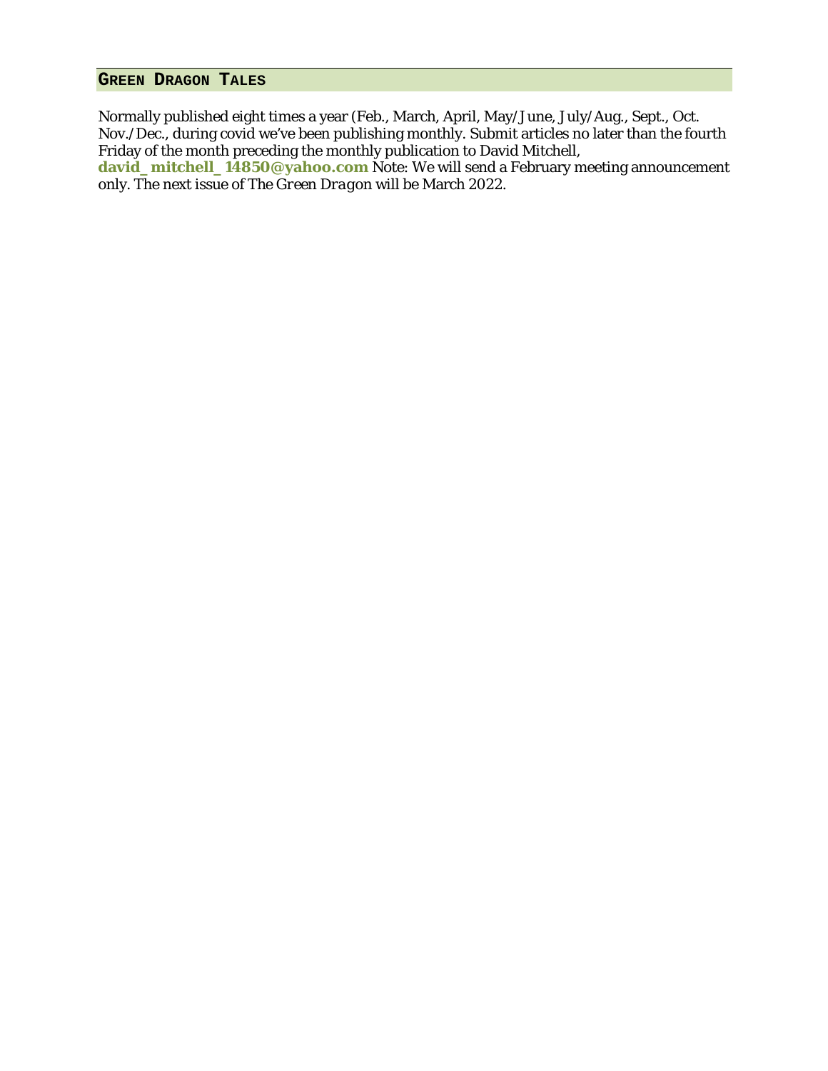## Green Dragon Tales

Normally published eight times a year (Feb., March, April, May/June, July/Aug., Sept., Oct. Nov./Dec., during covid we've been publishing monthly. Submit articles no later than the fourth Friday of the month preceding the monthly publication to David Mitchell, **david_mitchell_14850@yahoo.com** Note: We will send a February meeting announcement only. The next issue of *The Green Dragon* will be March 2022.